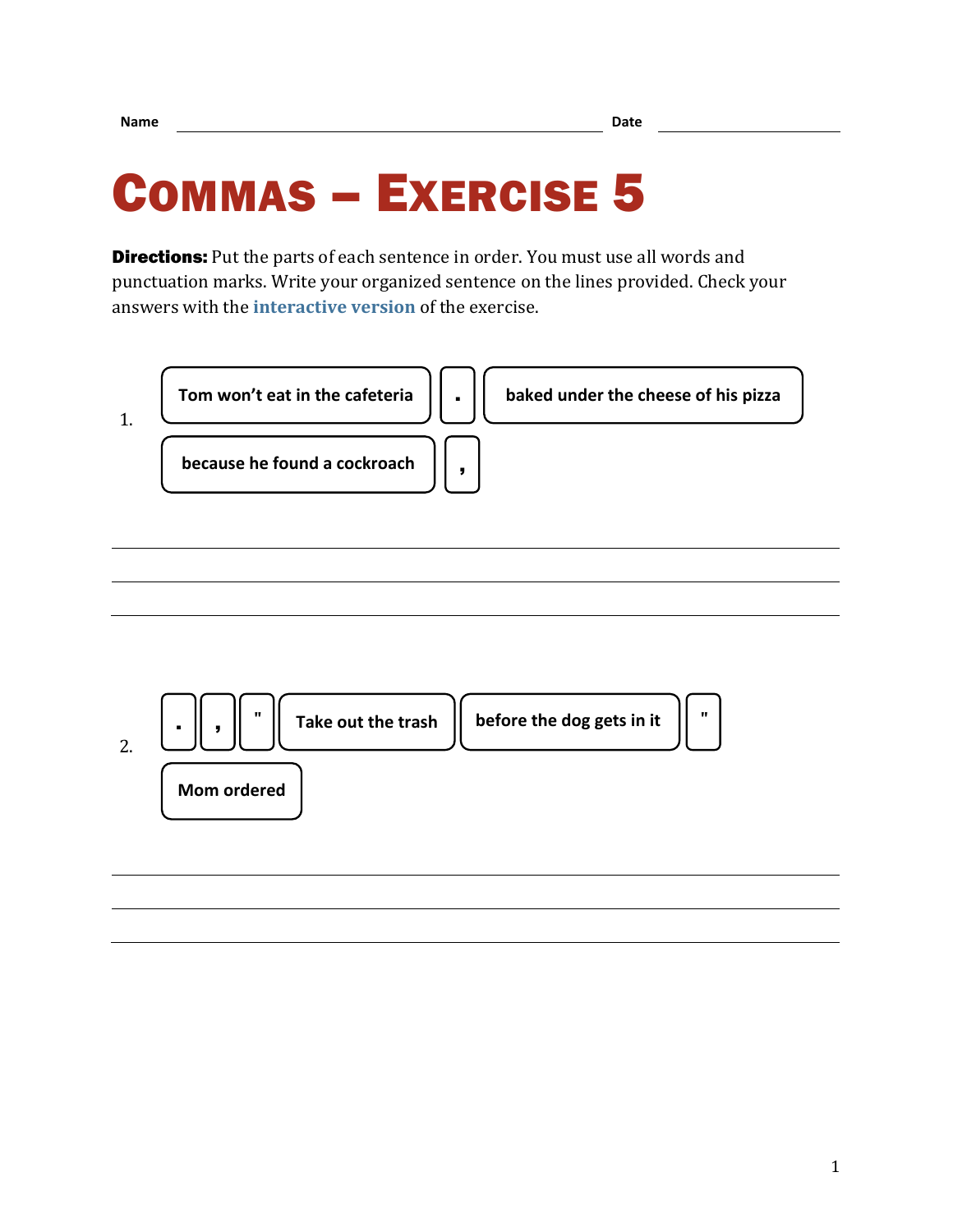Name ______________________________ Date ______________

# Commas – Exercise 5

**Directions:** Put the parts of each sentence in order. You must use all words and punctuation marks. Write your organized sentence on the lines provided. Check your answers with the **interactive version** of the exercise.

1. | Tom won't eat in the cafeteria | . | baked under the cheese of his pizza |
   | because he found a cockroach | , |

   ______________________________________________
   ______________________________________________
   ______________________________________________

2. | . | , | " | Take out the trash | before the dog gets in it | " |
   | Mom ordered |

   ______________________________________________
   ______________________________________________
   ______________________________________________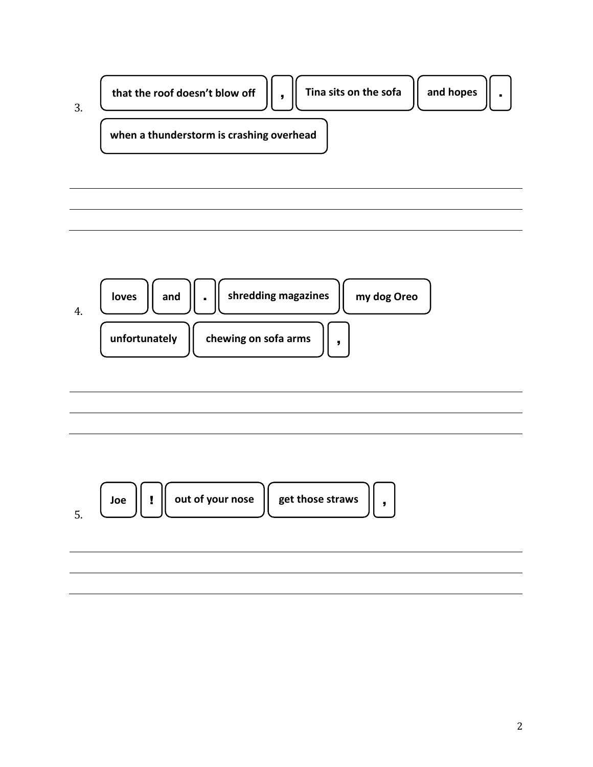3\. that the roof doesn't blow off | , | Tina sits on the sofa | and hopes | . | when a thunderstorm is crashing overhead

______________________________________________________________________

______________________________________________________________________

______________________________________________________________________

4\. loves | and | . | shredding magazines | my dog Oreo | unfortunately | chewing on sofa arms | ,

______________________________________________________________________

______________________________________________________________________

______________________________________________________________________

5\. Joe | ! | out of your nose | get those straws | ,

______________________________________________________________________

______________________________________________________________________

______________________________________________________________________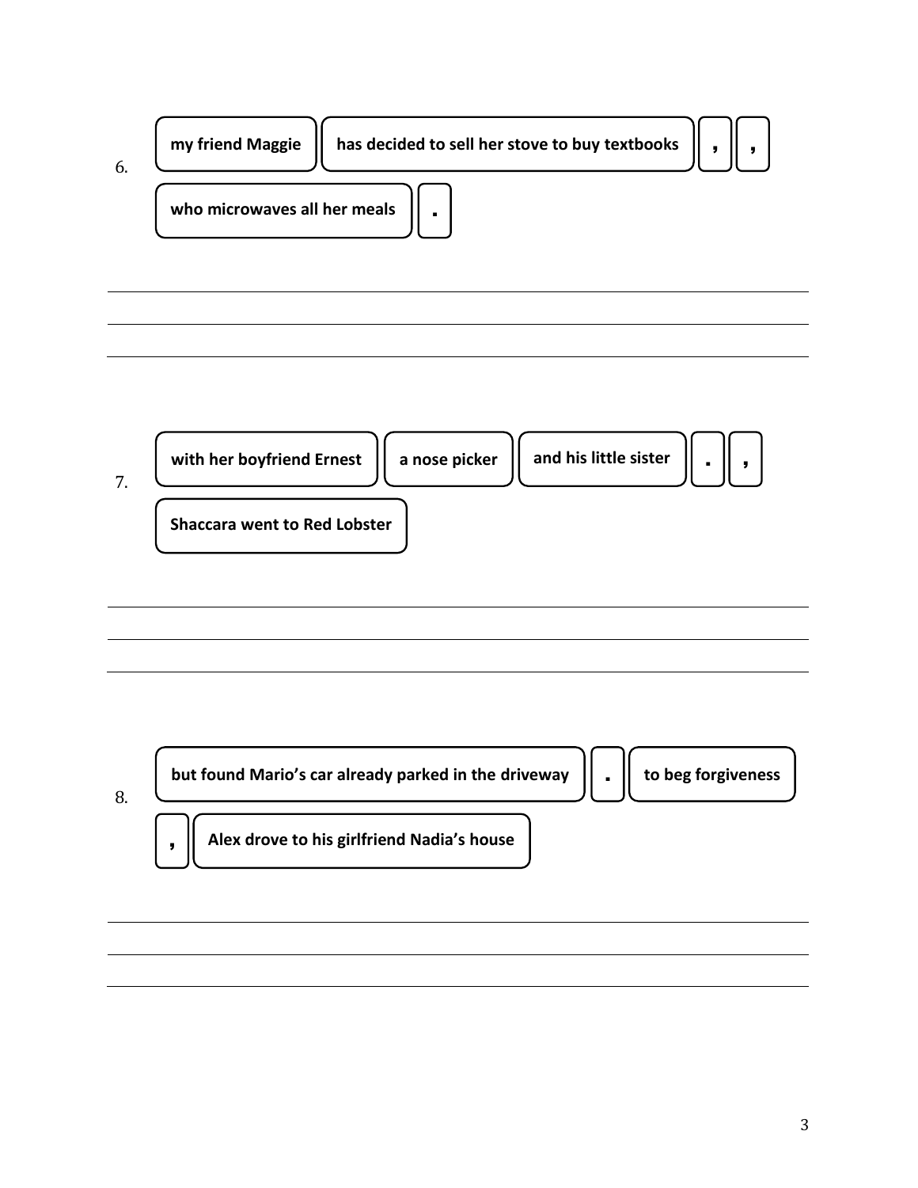6.

| my friend Maggie | has decided to sell her stove to buy textbooks | , | , |
|---|---|---|---|
| who microwaves all her meals | . | | |

______________________________________________________________________

______________________________________________________________________

______________________________________________________________________

7.

| with her boyfriend Ernest | a nose picker | and his little sister | . | , |
|---|---|---|---|---|
| Shaccara went to Red Lobster | | | | |

______________________________________________________________________

______________________________________________________________________

______________________________________________________________________

8.

| but found Mario's car already parked in the driveway | . | to beg forgiveness |
|---|---|---|
| , | Alex drove to his girlfriend Nadia's house | |

______________________________________________________________________

______________________________________________________________________

______________________________________________________________________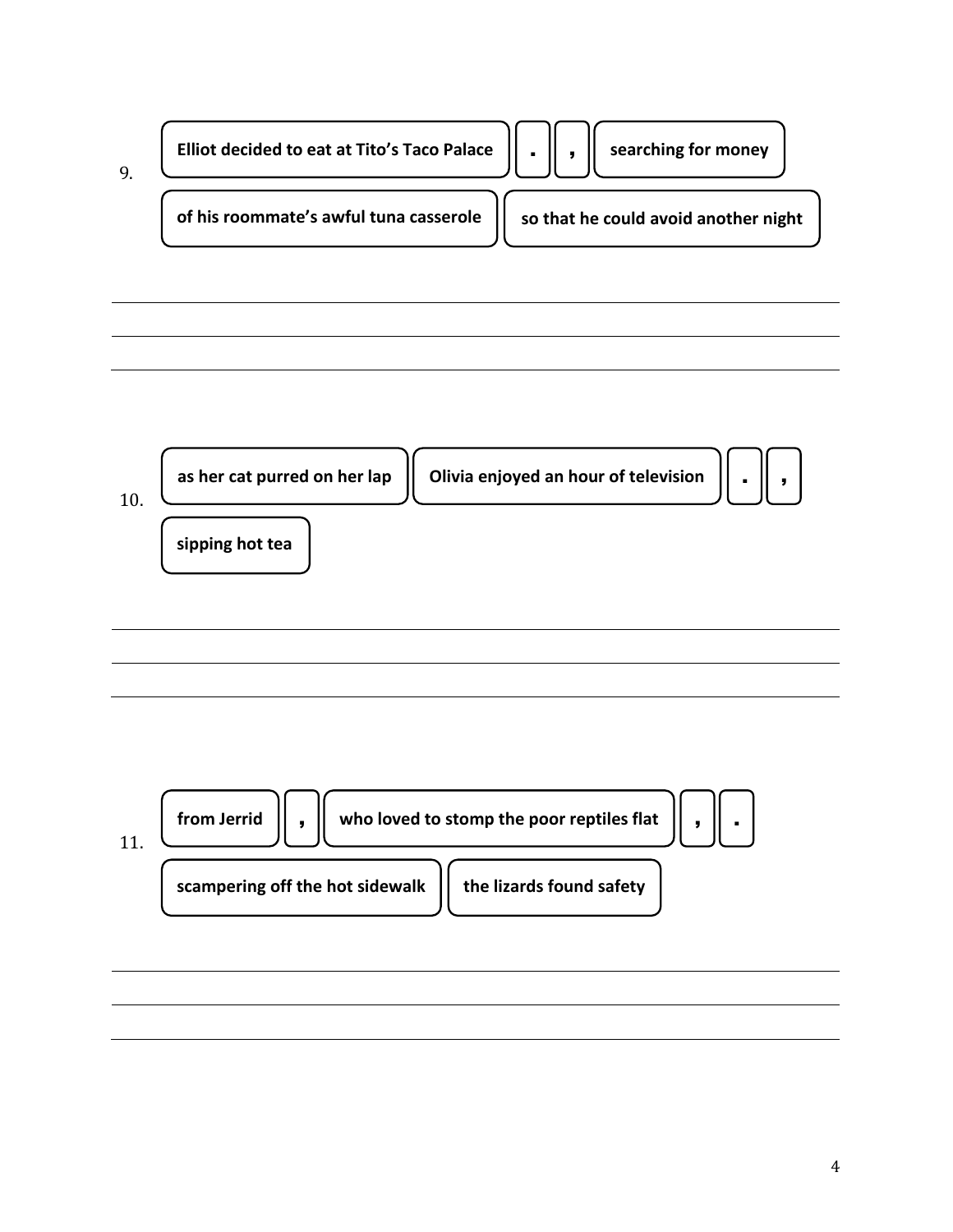9.

| Elliot decided to eat at Tito's Taco Palace | . | , | searching for money |
|---|---|---|---|

| of his roommate's awful tuna casserole | so that he could avoid another night |
|---|---|

\_\_\_\_\_\_\_\_\_\_\_\_\_\_\_\_\_\_\_\_\_\_\_\_\_\_\_\_\_\_\_\_\_\_\_\_\_\_\_\_\_\_\_\_\_\_\_\_\_\_\_\_\_\_\_\_\_\_\_\_

\_\_\_\_\_\_\_\_\_\_\_\_\_\_\_\_\_\_\_\_\_\_\_\_\_\_\_\_\_\_\_\_\_\_\_\_\_\_\_\_\_\_\_\_\_\_\_\_\_\_\_\_\_\_\_\_\_\_\_\_

\_\_\_\_\_\_\_\_\_\_\_\_\_\_\_\_\_\_\_\_\_\_\_\_\_\_\_\_\_\_\_\_\_\_\_\_\_\_\_\_\_\_\_\_\_\_\_\_\_\_\_\_\_\_\_\_\_\_\_\_

10.

| as her cat purred on her lap | Olivia enjoyed an hour of television | . | , |
|---|---|---|---|

| sipping hot tea |
|---|

\_\_\_\_\_\_\_\_\_\_\_\_\_\_\_\_\_\_\_\_\_\_\_\_\_\_\_\_\_\_\_\_\_\_\_\_\_\_\_\_\_\_\_\_\_\_\_\_\_\_\_\_\_\_\_\_\_\_\_\_

\_\_\_\_\_\_\_\_\_\_\_\_\_\_\_\_\_\_\_\_\_\_\_\_\_\_\_\_\_\_\_\_\_\_\_\_\_\_\_\_\_\_\_\_\_\_\_\_\_\_\_\_\_\_\_\_\_\_\_\_

\_\_\_\_\_\_\_\_\_\_\_\_\_\_\_\_\_\_\_\_\_\_\_\_\_\_\_\_\_\_\_\_\_\_\_\_\_\_\_\_\_\_\_\_\_\_\_\_\_\_\_\_\_\_\_\_\_\_\_\_

11.

| from Jerrid | , | who loved to stomp the poor reptiles flat | , | . |
|---|---|---|---|---|

| scampering off the hot sidewalk | the lizards found safety |
|---|---|

\_\_\_\_\_\_\_\_\_\_\_\_\_\_\_\_\_\_\_\_\_\_\_\_\_\_\_\_\_\_\_\_\_\_\_\_\_\_\_\_\_\_\_\_\_\_\_\_\_\_\_\_\_\_\_\_\_\_\_\_

\_\_\_\_\_\_\_\_\_\_\_\_\_\_\_\_\_\_\_\_\_\_\_\_\_\_\_\_\_\_\_\_\_\_\_\_\_\_\_\_\_\_\_\_\_\_\_\_\_\_\_\_\_\_\_\_\_\_\_\_

\_\_\_\_\_\_\_\_\_\_\_\_\_\_\_\_\_\_\_\_\_\_\_\_\_\_\_\_\_\_\_\_\_\_\_\_\_\_\_\_\_\_\_\_\_\_\_\_\_\_\_\_\_\_\_\_\_\_\_\_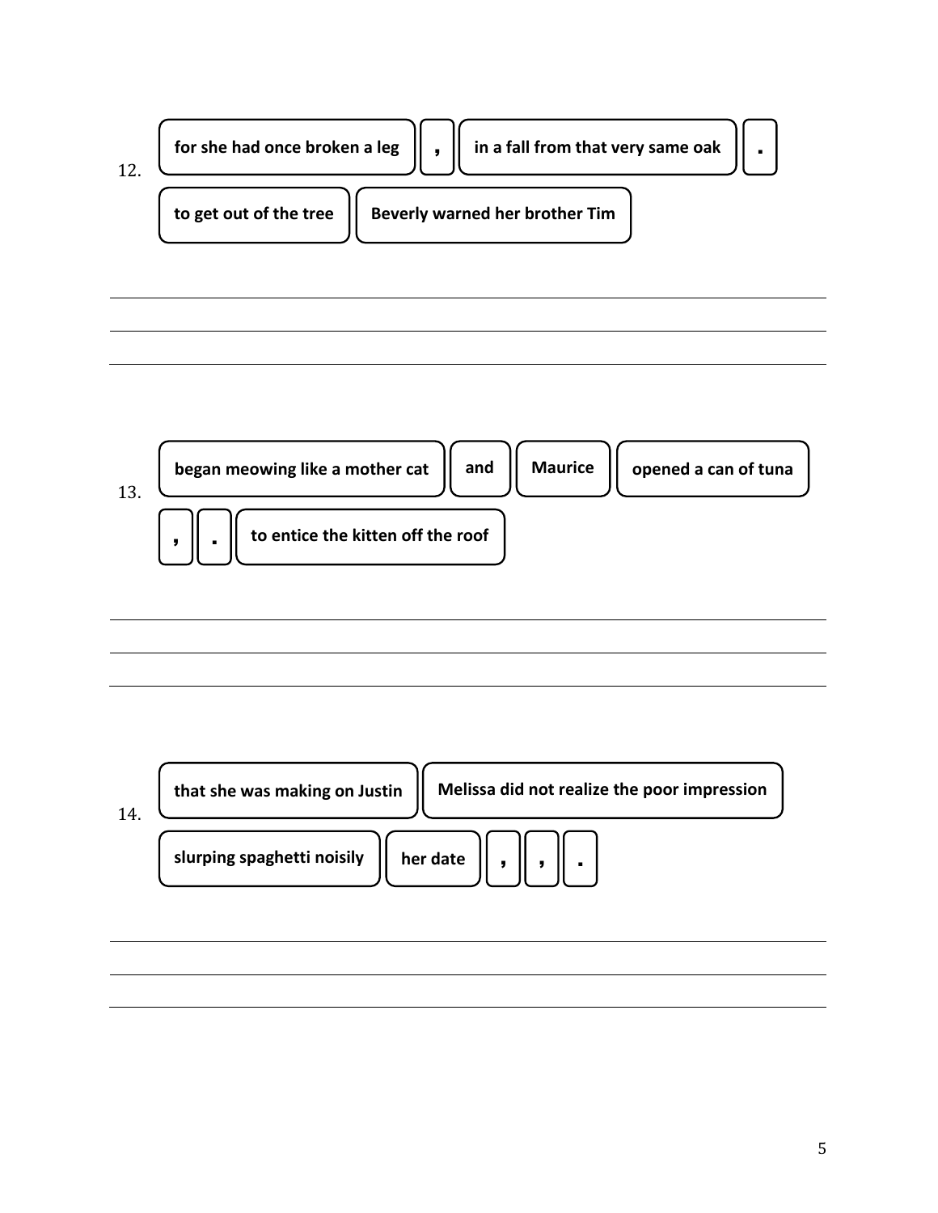12.

| for she had once broken a leg | , | in a fall from that very same oak | . |
|---|---|---|---|
| to get out of the tree | Beverly warned her brother Tim | | |

_______________________________________________

_______________________________________________

_______________________________________________

13.

| began meowing like a mother cat | and | Maurice | opened a can of tuna |
|---|---|---|---|
| , | . | to entice the kitten off the roof | |

_______________________________________________

_______________________________________________

_______________________________________________

14.

| that she was making on Justin | Melissa did not realize the poor impression | | | | |
|---|---|---|---|---|---|
| slurping spaghetti noisily | her date | , | , | . | |

_______________________________________________

_______________________________________________

_______________________________________________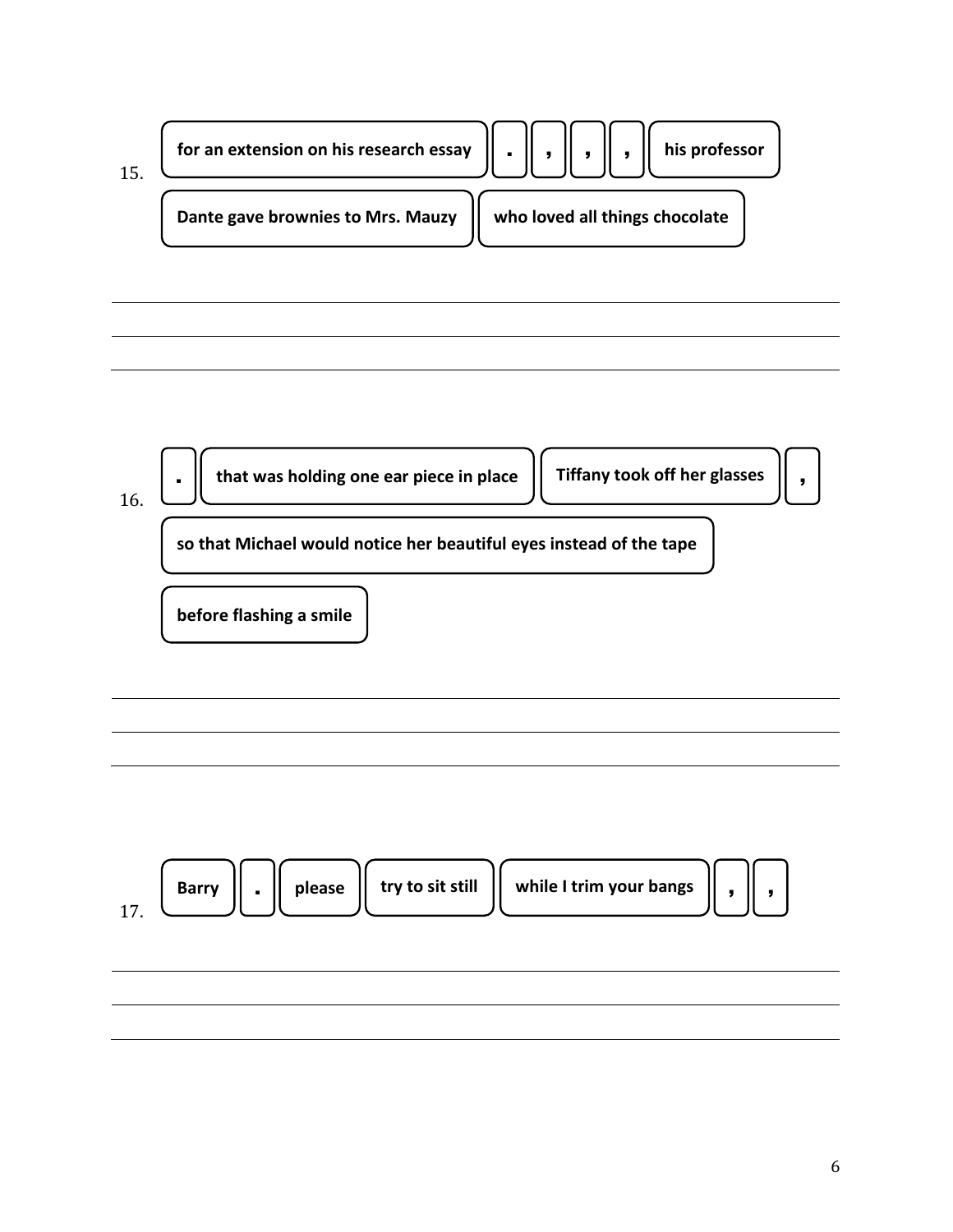15.

| for an extension on his research essay | . | , | , | , | his professor |
|---|---|---|---|---|---|

| Dante gave brownies to Mrs. Mauzy | who loved all things chocolate |
|---|---|

\_\_\_\_\_\_\_\_\_\_\_\_\_\_\_\_\_\_\_\_\_\_\_\_\_\_\_\_\_\_\_\_\_\_\_\_\_\_\_\_\_\_\_\_\_\_\_\_\_\_\_\_\_\_\_\_\_\_\_\_\_\_\_\_\_\_\_\_\_\_

\_\_\_\_\_\_\_\_\_\_\_\_\_\_\_\_\_\_\_\_\_\_\_\_\_\_\_\_\_\_\_\_\_\_\_\_\_\_\_\_\_\_\_\_\_\_\_\_\_\_\_\_\_\_\_\_\_\_\_\_\_\_\_\_\_\_\_\_\_\_

\_\_\_\_\_\_\_\_\_\_\_\_\_\_\_\_\_\_\_\_\_\_\_\_\_\_\_\_\_\_\_\_\_\_\_\_\_\_\_\_\_\_\_\_\_\_\_\_\_\_\_\_\_\_\_\_\_\_\_\_\_\_\_\_\_\_\_\_\_\_

16.

| . | that was holding one ear piece in place | Tiffany took off her glasses | , |
|---|---|---|---|

| so that Michael would notice her beautiful eyes instead of the tape |
|---|

| before flashing a smile |
|---|

\_\_\_\_\_\_\_\_\_\_\_\_\_\_\_\_\_\_\_\_\_\_\_\_\_\_\_\_\_\_\_\_\_\_\_\_\_\_\_\_\_\_\_\_\_\_\_\_\_\_\_\_\_\_\_\_\_\_\_\_\_\_\_\_\_\_\_\_\_\_

\_\_\_\_\_\_\_\_\_\_\_\_\_\_\_\_\_\_\_\_\_\_\_\_\_\_\_\_\_\_\_\_\_\_\_\_\_\_\_\_\_\_\_\_\_\_\_\_\_\_\_\_\_\_\_\_\_\_\_\_\_\_\_\_\_\_\_\_\_\_

\_\_\_\_\_\_\_\_\_\_\_\_\_\_\_\_\_\_\_\_\_\_\_\_\_\_\_\_\_\_\_\_\_\_\_\_\_\_\_\_\_\_\_\_\_\_\_\_\_\_\_\_\_\_\_\_\_\_\_\_\_\_\_\_\_\_\_\_\_\_

17.

| Barry | . | please | try to sit still | while I trim your bangs | , | , |
|---|---|---|---|---|---|---|

\_\_\_\_\_\_\_\_\_\_\_\_\_\_\_\_\_\_\_\_\_\_\_\_\_\_\_\_\_\_\_\_\_\_\_\_\_\_\_\_\_\_\_\_\_\_\_\_\_\_\_\_\_\_\_\_\_\_\_\_\_\_\_\_\_\_\_\_\_\_

\_\_\_\_\_\_\_\_\_\_\_\_\_\_\_\_\_\_\_\_\_\_\_\_\_\_\_\_\_\_\_\_\_\_\_\_\_\_\_\_\_\_\_\_\_\_\_\_\_\_\_\_\_\_\_\_\_\_\_\_\_\_\_\_\_\_\_\_\_\_

\_\_\_\_\_\_\_\_\_\_\_\_\_\_\_\_\_\_\_\_\_\_\_\_\_\_\_\_\_\_\_\_\_\_\_\_\_\_\_\_\_\_\_\_\_\_\_\_\_\_\_\_\_\_\_\_\_\_\_\_\_\_\_\_\_\_\_\_\_\_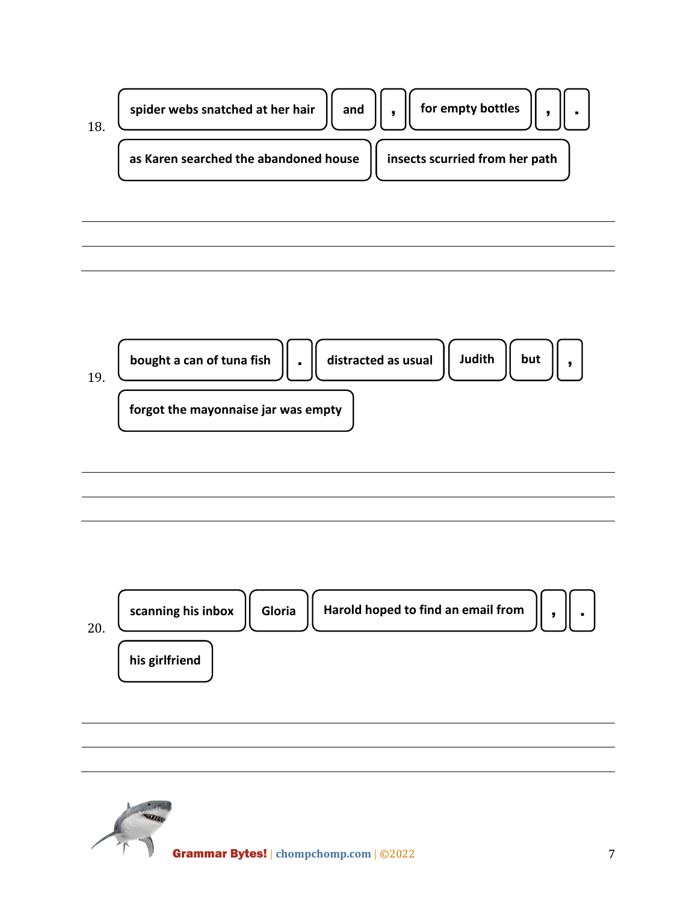18.

spider webs snatched at her hair | and | , | for empty bottles | , | .

as Karen searched the abandoned house | insects scurried from her path

19.

bought a can of tuna fish | . | distracted as usual | Judith | but | ,

forgot the mayonnaise jar was empty

20.

scanning his inbox | Gloria | Harold hoped to find an email from | , | .

his girlfriend

Grammar Bytes! | chompchomp.com | ©2022